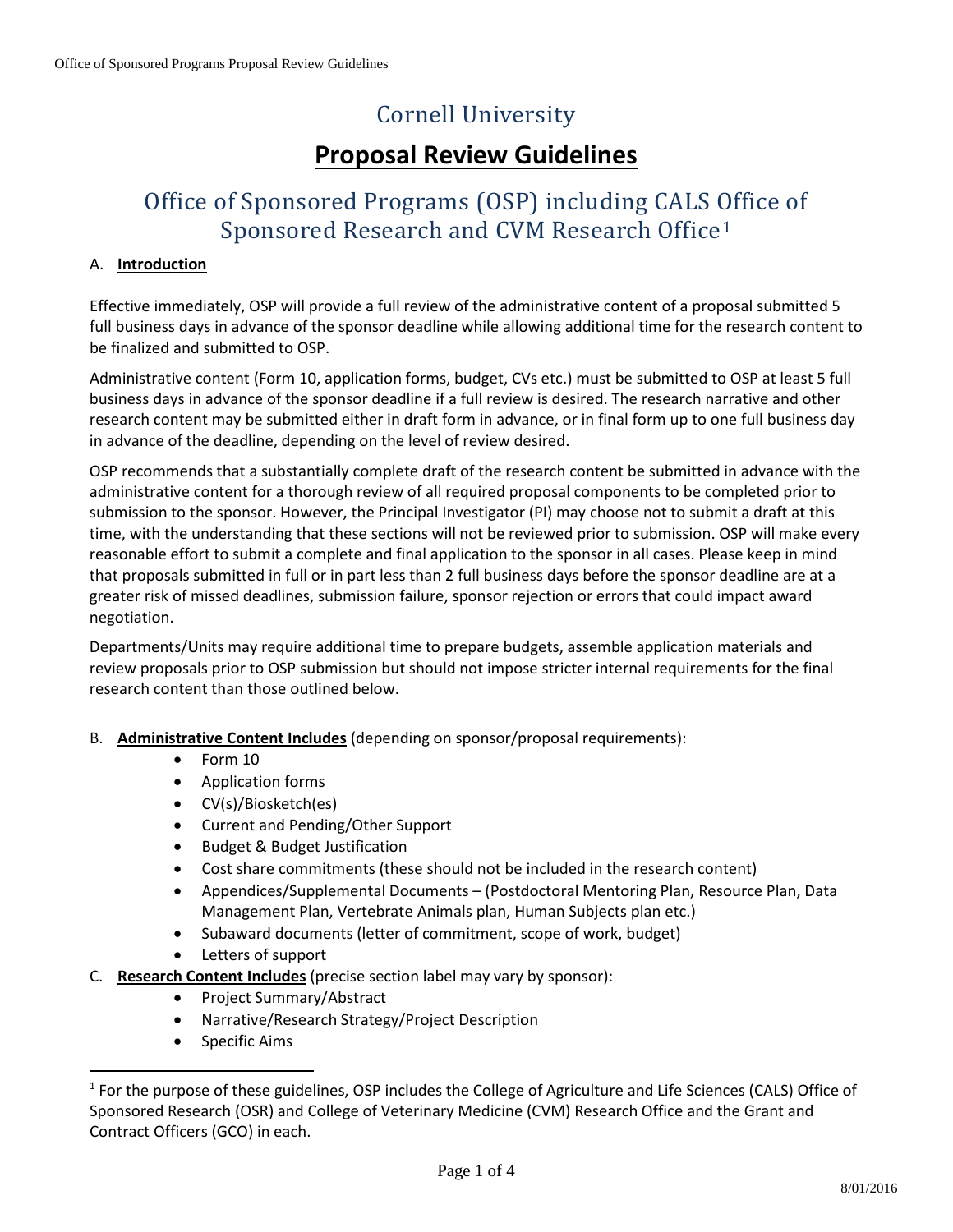# Cornell University

# **Proposal Review Guidelines**

## Office of Sponsored Programs (OSP) including CALS Office of Sponsored Research and CVM Research Office[1]

### A. **Introduction**

Effective immediately, OSP will provide a full review of the administrative content of a proposal submitted 5 full business days in advance of the sponsor deadline while allowing additional time for the research content to be finalized and submitted to OSP.

Administrative content (Form 10, application forms, budget, CVs etc.) must be submitted to OSP at least 5 full business days in advance of the sponsor deadline if a full review is desired. The research narrative and other research content may be submitted either in draft form in advance, or in final form up to one full business day in advance of the deadline, depending on the level of review desired.

OSP recommends that a substantially complete draft of the research content be submitted in advance with the administrative content for a thorough review of all required proposal components to be completed prior to submission to the sponsor. However, the Principal Investigator (PI) may choose not to submit a draft at this time, with the understanding that these sections will not be reviewed prior to submission. OSP will make every reasonable effort to submit a complete and final application to the sponsor in all cases. Please keep in mind that proposals submitted in full or in part less than 2 full business days before the sponsor deadline are at a greater risk of missed deadlines, submission failure, sponsor rejection or errors that could impact award negotiation.

Departments/Units may require additional time to prepare budgets, assemble application materials and review proposals prior to OSP submission but should not impose stricter internal requirements for the final research content than those outlined below.

### B. **Administrative Content Includes** (depending on sponsor/proposal requirements):

- Form 10
- Application forms
- CV(s)/Biosketch(es)
- Current and Pending/Other Support
- Budget & Budget Justification
- Cost share commitments (these should not be included in the research content)
- Appendices/Supplemental Documents – (Postdoctoral Mentoring Plan, Resource Plan, Data Management Plan, Vertebrate Animals plan, Human Subjects plan etc.)
- Subaward documents (letter of commitment, scope of work, budget)
- Letters of support

### C. **Research Content Includes** (precise section label may vary by sponsor):

- Project Summary/Abstract
- Narrative/Research Strategy/Project Description
- Specific Aims

[1] For the purpose of these guidelines, OSP includes the College of Agriculture and Life Sciences (CALS) Office of Sponsored Research (OSR) and College of Veterinary Medicine (CVM) Research Office and the Grant and Contract Officers (GCO) in each.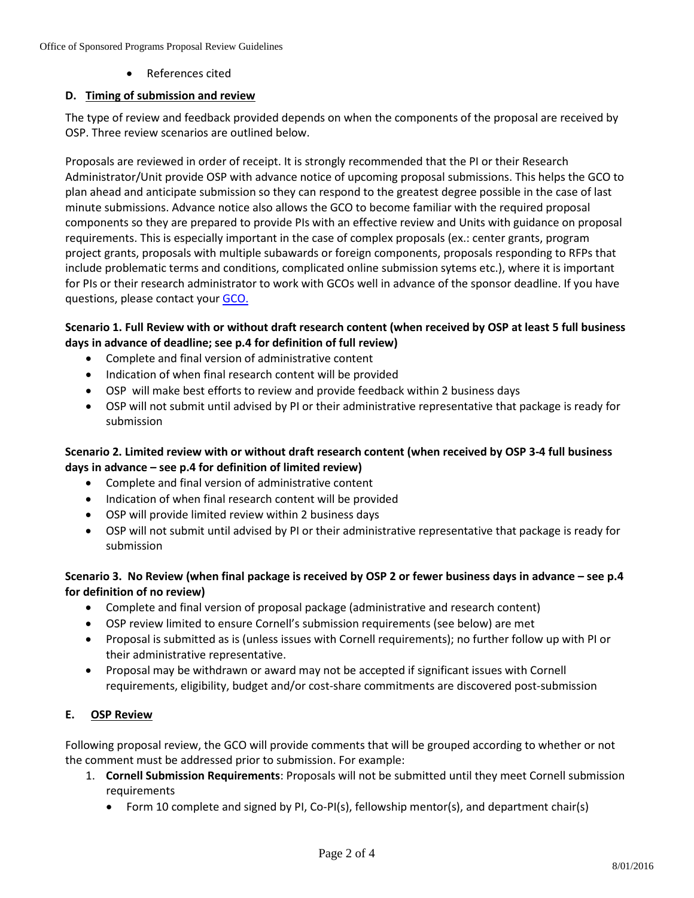- References cited

**D. Timing of submission and review**

The type of review and feedback provided depends on when the components of the proposal are received by OSP. Three review scenarios are outlined below.

Proposals are reviewed in order of receipt. It is strongly recommended that the PI or their Research Administrator/Unit provide OSP with advance notice of upcoming proposal submissions. This helps the GCO to plan ahead and anticipate submission so they can respond to the greatest degree possible in the case of last minute submissions. Advance notice also allows the GCO to become familiar with the required proposal components so they are prepared to provide PIs with an effective review and Units with guidance on proposal requirements. This is especially important in the case of complex proposals (ex.: center grants, program project grants, proposals with multiple subawards or foreign components, proposals responding to RFPs that include problematic terms and conditions, complicated online submission sytems etc.), where it is important for PIs or their research administrator to work with GCOs well in advance of the sponsor deadline. If you have questions, please contact your GCO.

**Scenario 1. Full Review with or without draft research content (when received by OSP at least 5 full business days in advance of deadline; see p.4 for definition of full review)**

- Complete and final version of administrative content
- Indication of when final research content will be provided
- OSP will make best efforts to review and provide feedback within 2 business days
- OSP will not submit until advised by PI or their administrative representative that package is ready for submission

**Scenario 2. Limited review with or without draft research content (when received by OSP 3-4 full business days in advance – see p.4 for definition of limited review)**

- Complete and final version of administrative content
- Indication of when final research content will be provided
- OSP will provide limited review within 2 business days
- OSP will not submit until advised by PI or their administrative representative that package is ready for submission

**Scenario 3. No Review (when final package is received by OSP 2 or fewer business days in advance – see p.4 for definition of no review)**

- Complete and final version of proposal package (administrative and research content)
- OSP review limited to ensure Cornell's submission requirements (see below) are met
- Proposal is submitted as is (unless issues with Cornell requirements); no further follow up with PI or their administrative representative.
- Proposal may be withdrawn or award may not be accepted if significant issues with Cornell requirements, eligibility, budget and/or cost-share commitments are discovered post-submission

**E. OSP Review**

Following proposal review, the GCO will provide comments that will be grouped according to whether or not the comment must be addressed prior to submission. For example:

1. **Cornell Submission Requirements**: Proposals will not be submitted until they meet Cornell submission requirements
   - Form 10 complete and signed by PI, Co-PI(s), fellowship mentor(s), and department chair(s)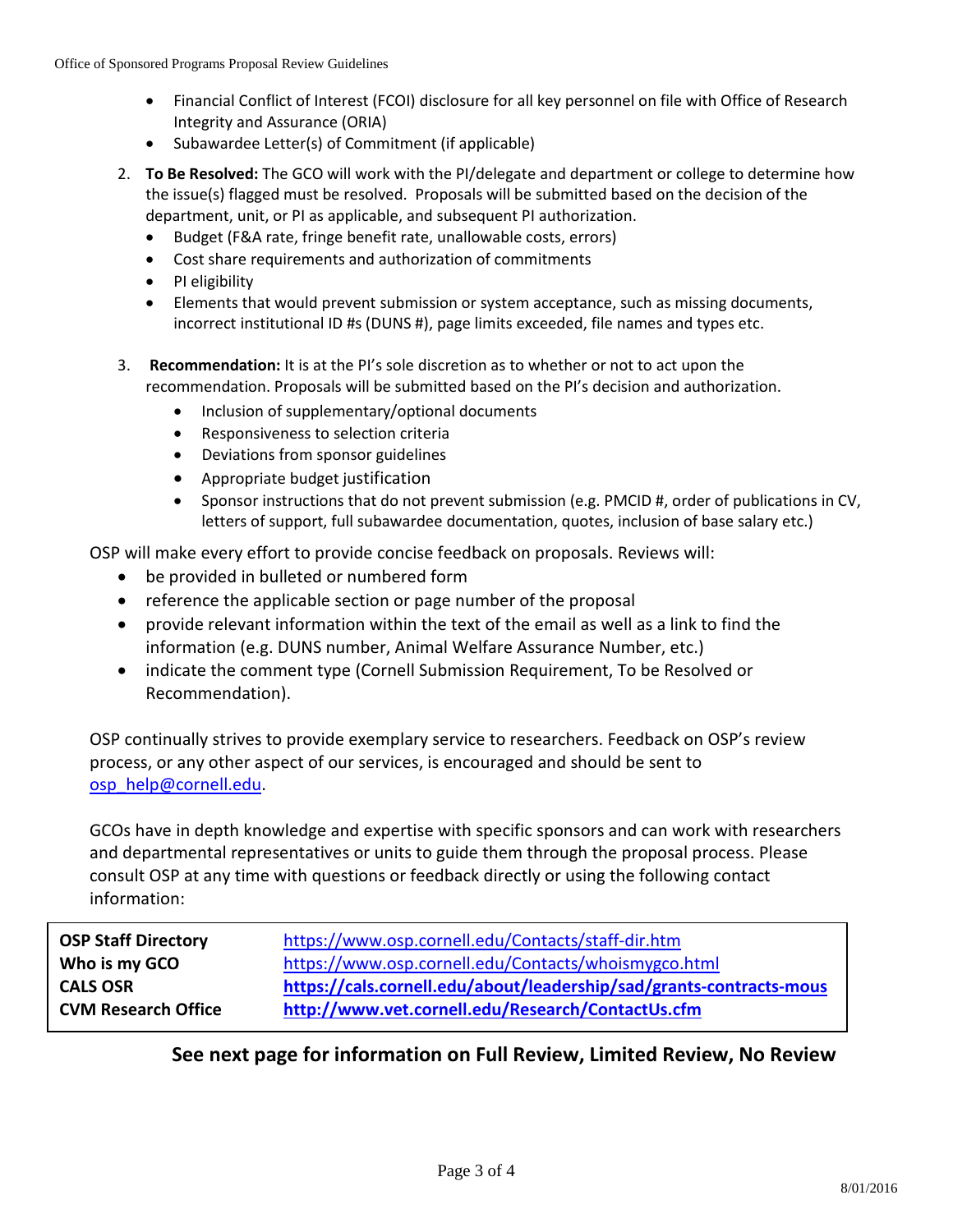- Financial Conflict of Interest (FCOI) disclosure for all key personnel on file with Office of Research Integrity and Assurance (ORIA)
- Subawardee Letter(s) of Commitment (if applicable)

2. **To Be Resolved:** The GCO will work with the PI/delegate and department or college to determine how the issue(s) flagged must be resolved. Proposals will be submitted based on the decision of the department, unit, or PI as applicable, and subsequent PI authorization.
   - Budget (F&A rate, fringe benefit rate, unallowable costs, errors)
   - Cost share requirements and authorization of commitments
   - PI eligibility
   - Elements that would prevent submission or system acceptance, such as missing documents, incorrect institutional ID #s (DUNS #), page limits exceeded, file names and types etc.

3. **Recommendation:** It is at the PI's sole discretion as to whether or not to act upon the recommendation. Proposals will be submitted based on the PI's decision and authorization.
   - Inclusion of supplementary/optional documents
   - Responsiveness to selection criteria
   - Deviations from sponsor guidelines
   - Appropriate budget justification
   - Sponsor instructions that do not prevent submission (e.g. PMCID #, order of publications in CV, letters of support, full subawardee documentation, quotes, inclusion of base salary etc.)

OSP will make every effort to provide concise feedback on proposals. Reviews will:

- be provided in bulleted or numbered form
- reference the applicable section or page number of the proposal
- provide relevant information within the text of the email as well as a link to find the information (e.g. DUNS number, Animal Welfare Assurance Number, etc.)
- indicate the comment type (Cornell Submission Requirement, To be Resolved or Recommendation).

OSP continually strives to provide exemplary service to researchers. Feedback on OSP's review process, or any other aspect of our services, is encouraged and should be sent to osp_help@cornell.edu.

GCOs have in depth knowledge and expertise with specific sponsors and can work with researchers and departmental representatives or units to guide them through the proposal process. Please consult OSP at any time with questions or feedback directly or using the following contact information:

| | |
|---|---|
| **OSP Staff Directory** | https://www.osp.cornell.edu/Contacts/staff-dir.htm |
| **Who is my GCO** | https://www.osp.cornell.edu/Contacts/whoismygco.html |
| **CALS OSR** | **https://cals.cornell.edu/about/leadership/sad/grants-contracts-mous** |
| **CVM Research Office** | **http://www.vet.cornell.edu/Research/ContactUs.cfm** |

**See next page for information on Full Review, Limited Review, No Review**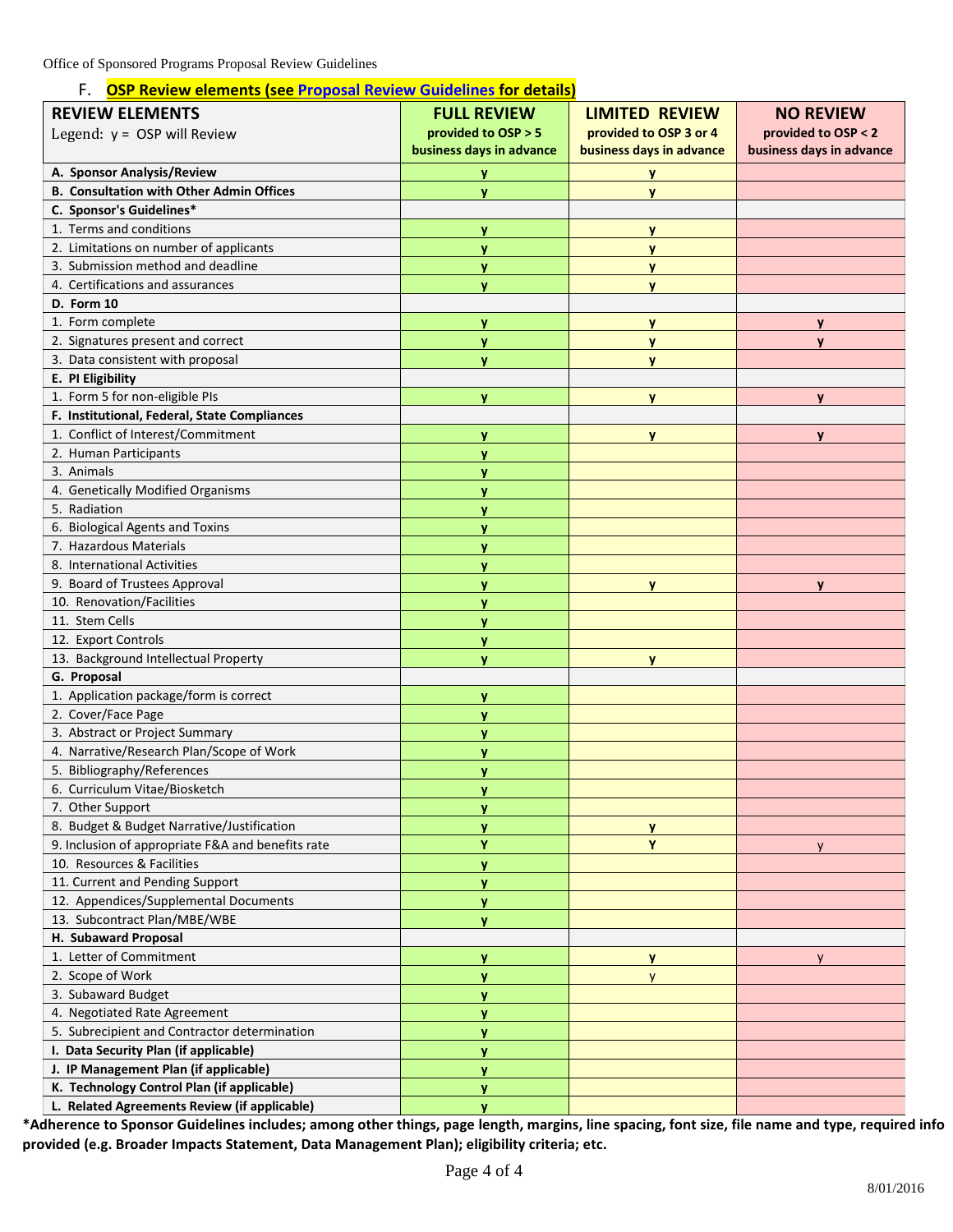## F. OSP Review elements (see Proposal Review Guidelines for details)

| REVIEW ELEMENTS<br>Legend: y = OSP will Review | FULL REVIEW<br>provided to OSP > 5 business days in advance | LIMITED REVIEW<br>provided to OSP 3 or 4 business days in advance | NO REVIEW<br>provided to OSP < 2 business days in advance |
|---|---|---|---|
| **A. Sponsor Analysis/Review** | y | y | |
| **B. Consultation with Other Admin Offices** | y | y | |
| **C. Sponsor's Guidelines*** | | | |
| 1. Terms and conditions | y | y | |
| 2. Limitations on number of applicants | y | y | |
| 3. Submission method and deadline | y | y | |
| 4. Certifications and assurances | y | y | |
| **D. Form 10** | | | |
| 1. Form complete | y | y | y |
| 2. Signatures present and correct | y | y | y |
| 3. Data consistent with proposal | y | y | |
| **E. PI Eligibility** | | | |
| 1. Form 5 for non-eligible PIs | y | y | y |
| **F. Institutional, Federal, State Compliances** | | | |
| 1. Conflict of Interest/Commitment | y | y | y |
| 2. Human Participants | y | | |
| 3. Animals | y | | |
| 4. Genetically Modified Organisms | y | | |
| 5. Radiation | y | | |
| 6. Biological Agents and Toxins | y | | |
| 7. Hazardous Materials | y | | |
| 8. International Activities | y | | |
| 9. Board of Trustees Approval | y | y | y |
| 10. Renovation/Facilities | y | | |
| 11. Stem Cells | y | | |
| 12. Export Controls | y | | |
| 13. Background Intellectual Property | y | y | |
| **G. Proposal** | | | |
| 1. Application package/form is correct | y | | |
| 2. Cover/Face Page | y | | |
| 3. Abstract or Project Summary | y | | |
| 4. Narrative/Research Plan/Scope of Work | y | | |
| 5. Bibliography/References | y | | |
| 6. Curriculum Vitae/Biosketch | y | | |
| 7. Other Support | y | | |
| 8. Budget & Budget Narrative/Justification | y | y | |
| 9. Inclusion of appropriate F&A and benefits rate | Y | Y | y |
| 10. Resources & Facilities | y | | |
| 11. Current and Pending Support | y | | |
| 12. Appendices/Supplemental Documents | y | | |
| 13. Subcontract Plan/MBE/WBE | y | | |
| **H. Subaward Proposal** | | | |
| 1. Letter of Commitment | y | y | y |
| 2. Scope of Work | y | y | |
| 3. Subaward Budget | y | | |
| 4. Negotiated Rate Agreement | y | | |
| 5. Subrecipient and Contractor determination | y | | |
| **I. Data Security Plan (if applicable)** | y | | |
| **J. IP Management Plan (if applicable)** | y | | |
| **K. Technology Control Plan (if applicable)** | y | | |
| **L. Related Agreements Review (if applicable)** | y | | |

***Adherence to Sponsor Guidelines includes; among other things, page length, margins, line spacing, font size, file name and type, required info provided (e.g. Broader Impacts Statement, Data Management Plan); eligibility criteria; etc.**

8/01/2016